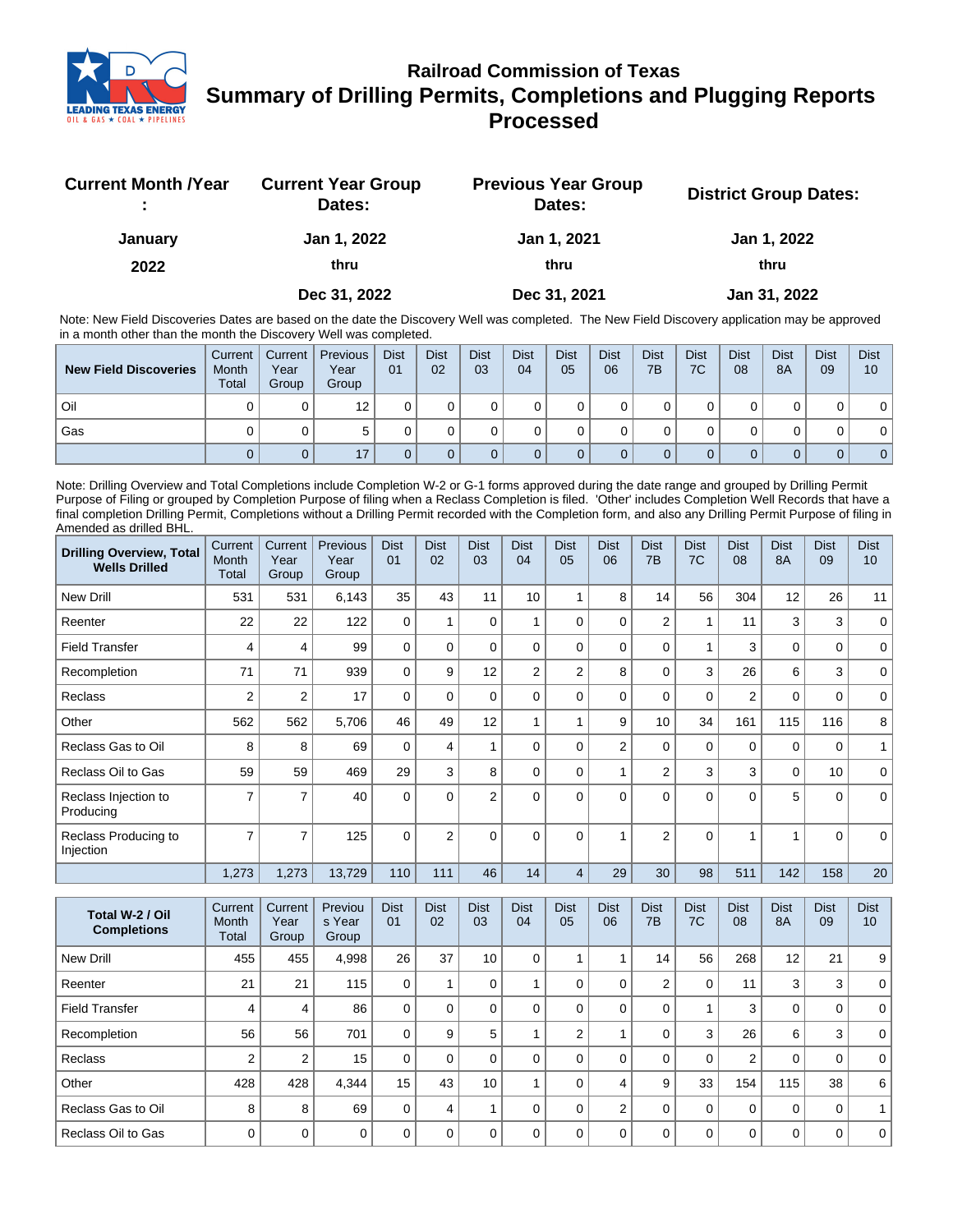# Railroad Commission of Texas

## Summary of Drilling Permits, Completions and Plugging Reports Processed

| Current Month /Year : | Current Year Group Dates: | Previous Year Group Dates: | District Group Dates: |
|---|---|---|---|
| January | Jan 1, 2022 | Jan 1, 2021 | Jan 1, 2022 |
| 2022 | thru | thru | thru |
| | Dec 31, 2022 | Dec 31, 2021 | Jan 31, 2022 |

Note: New Field Discoveries Dates are based on the date the Discovery Well was completed. The New Field Discovery application may be approved in a month other than the month the Discovery Well was completed.

| New Field Discoveries | Current Month Total | Current Year Group | Previous Year Group | Dist 01 | Dist 02 | Dist 03 | Dist 04 | Dist 05 | Dist 06 | Dist 7B | Dist 7C | Dist 08 | Dist 8A | Dist 09 | Dist 10 |
|---|---|---|---|---|---|---|---|---|---|---|---|---|---|---|---|
| Oil | 0 | 0 | 12 | 0 | 0 | 0 | 0 | 0 | 0 | 0 | 0 | 0 | 0 | 0 | 0 |
| Gas | 0 | 0 | 5 | 0 | 0 | 0 | 0 | 0 | 0 | 0 | 0 | 0 | 0 | 0 | 0 |
| | 0 | 0 | 17 | 0 | 0 | 0 | 0 | 0 | 0 | 0 | 0 | 0 | 0 | 0 | 0 |

Note: Drilling Overview and Total Completions include Completion W-2 or G-1 forms approved during the date range and grouped by Drilling Permit Purpose of Filing or grouped by Completion Purpose of filing when a Reclass Completion is filed. 'Other' includes Completion Well Records that have a final completion Drilling Permit, Completions without a Drilling Permit recorded with the Completion form, and also any Drilling Permit Purpose of filing in Amended as drilled BHL.

| Drilling Overview, Total Wells Drilled | Current Month Total | Current Year Group | Previous Year Group | Dist 01 | Dist 02 | Dist 03 | Dist 04 | Dist 05 | Dist 06 | Dist 7B | Dist 7C | Dist 08 | Dist 8A | Dist 09 | Dist 10 |
|---|---|---|---|---|---|---|---|---|---|---|---|---|---|---|---|
| New Drill | 531 | 531 | 6,143 | 35 | 43 | 11 | 10 | 1 | 8 | 14 | 56 | 304 | 12 | 26 | 11 |
| Reenter | 22 | 22 | 122 | 0 | 1 | 0 | 1 | 0 | 0 | 2 | 1 | 11 | 3 | 3 | 0 |
| Field Transfer | 4 | 4 | 99 | 0 | 0 | 0 | 0 | 0 | 0 | 0 | 1 | 3 | 0 | 0 | 0 |
| Recompletion | 71 | 71 | 939 | 0 | 9 | 12 | 2 | 2 | 8 | 0 | 3 | 26 | 6 | 3 | 0 |
| Reclass | 2 | 2 | 17 | 0 | 0 | 0 | 0 | 0 | 0 | 0 | 0 | 2 | 0 | 0 | 0 |
| Other | 562 | 562 | 5,706 | 46 | 49 | 12 | 1 | 1 | 9 | 10 | 34 | 161 | 115 | 116 | 8 |
| Reclass Gas to Oil | 8 | 8 | 69 | 0 | 4 | 1 | 0 | 0 | 2 | 0 | 0 | 0 | 0 | 0 | 1 |
| Reclass Oil to Gas | 59 | 59 | 469 | 29 | 3 | 8 | 0 | 0 | 1 | 2 | 3 | 3 | 0 | 10 | 0 |
| Reclass Injection to Producing | 7 | 7 | 40 | 0 | 0 | 2 | 0 | 0 | 0 | 0 | 0 | 0 | 5 | 0 | 0 |
| Reclass Producing to Injection | 7 | 7 | 125 | 0 | 2 | 0 | 0 | 0 | 1 | 2 | 0 | 1 | 1 | 0 | 0 |
| | 1,273 | 1,273 | 13,729 | 110 | 111 | 46 | 14 | 4 | 29 | 30 | 98 | 511 | 142 | 158 | 20 |

| Total W-2 / Oil Completions | Current Month Total | Current Year Group | Previous Year Group | Dist 01 | Dist 02 | Dist 03 | Dist 04 | Dist 05 | Dist 06 | Dist 7B | Dist 7C | Dist 08 | Dist 8A | Dist 09 | Dist 10 |
|---|---|---|---|---|---|---|---|---|---|---|---|---|---|---|---|
| New Drill | 455 | 455 | 4,998 | 26 | 37 | 10 | 0 | 1 | 1 | 14 | 56 | 268 | 12 | 21 | 9 |
| Reenter | 21 | 21 | 115 | 0 | 1 | 0 | 1 | 0 | 0 | 2 | 0 | 11 | 3 | 3 | 0 |
| Field Transfer | 4 | 4 | 86 | 0 | 0 | 0 | 0 | 0 | 0 | 0 | 1 | 3 | 0 | 0 | 0 |
| Recompletion | 56 | 56 | 701 | 0 | 9 | 5 | 1 | 2 | 1 | 0 | 3 | 26 | 6 | 3 | 0 |
| Reclass | 2 | 2 | 15 | 0 | 0 | 0 | 0 | 0 | 0 | 0 | 0 | 2 | 0 | 0 | 0 |
| Other | 428 | 428 | 4,344 | 15 | 43 | 10 | 1 | 0 | 4 | 9 | 33 | 154 | 115 | 38 | 6 |
| Reclass Gas to Oil | 8 | 8 | 69 | 0 | 4 | 1 | 0 | 0 | 2 | 0 | 0 | 0 | 0 | 0 | 1 |
| Reclass Oil to Gas | 0 | 0 | 0 | 0 | 0 | 0 | 0 | 0 | 0 | 0 | 0 | 0 | 0 | 0 | 0 |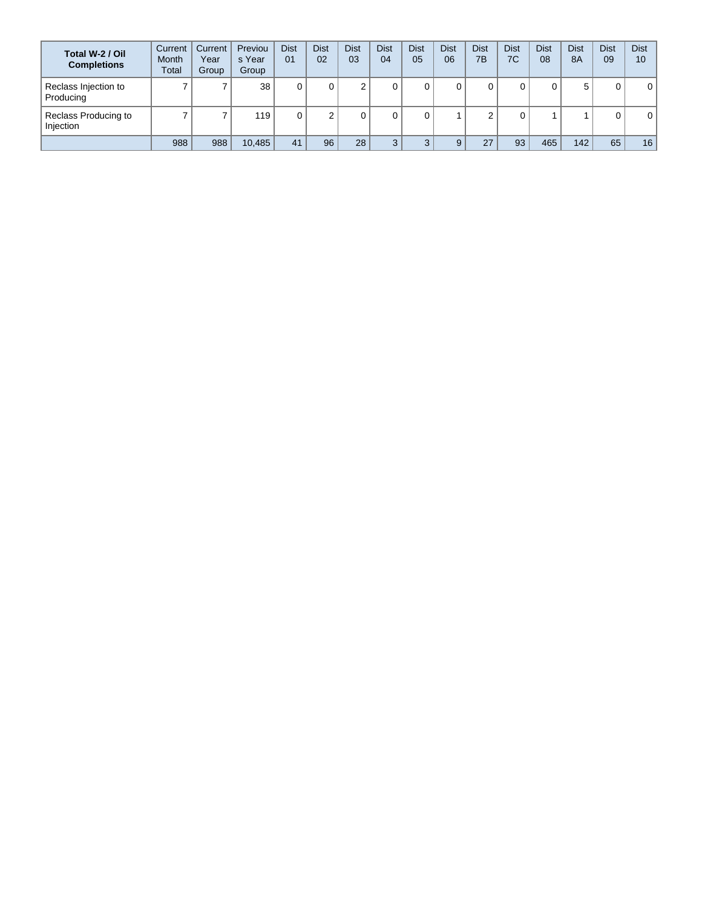| Total W-2 / Oil Completions | Current Month Total | Current Year Group | Previous Year Group | Dist 01 | Dist 02 | Dist 03 | Dist 04 | Dist 05 | Dist 06 | Dist 7B | Dist 7C | Dist 08 | Dist 8A | Dist 09 | Dist 10 |
|---|---|---|---|---|---|---|---|---|---|---|---|---|---|---|---|
| Reclass Injection to Producing | 7 | 7 | 38 | 0 | 0 | 2 | 0 | 0 | 0 | 0 | 0 | 0 | 5 | 0 | 0 |
| Reclass Producing to Injection | 7 | 7 | 119 | 0 | 2 | 0 | 0 | 0 | 1 | 2 | 0 | 1 | 1 | 0 | 0 |
| | 988 | 988 | 10,485 | 41 | 96 | 28 | 3 | 3 | 9 | 27 | 93 | 465 | 142 | 65 | 16 |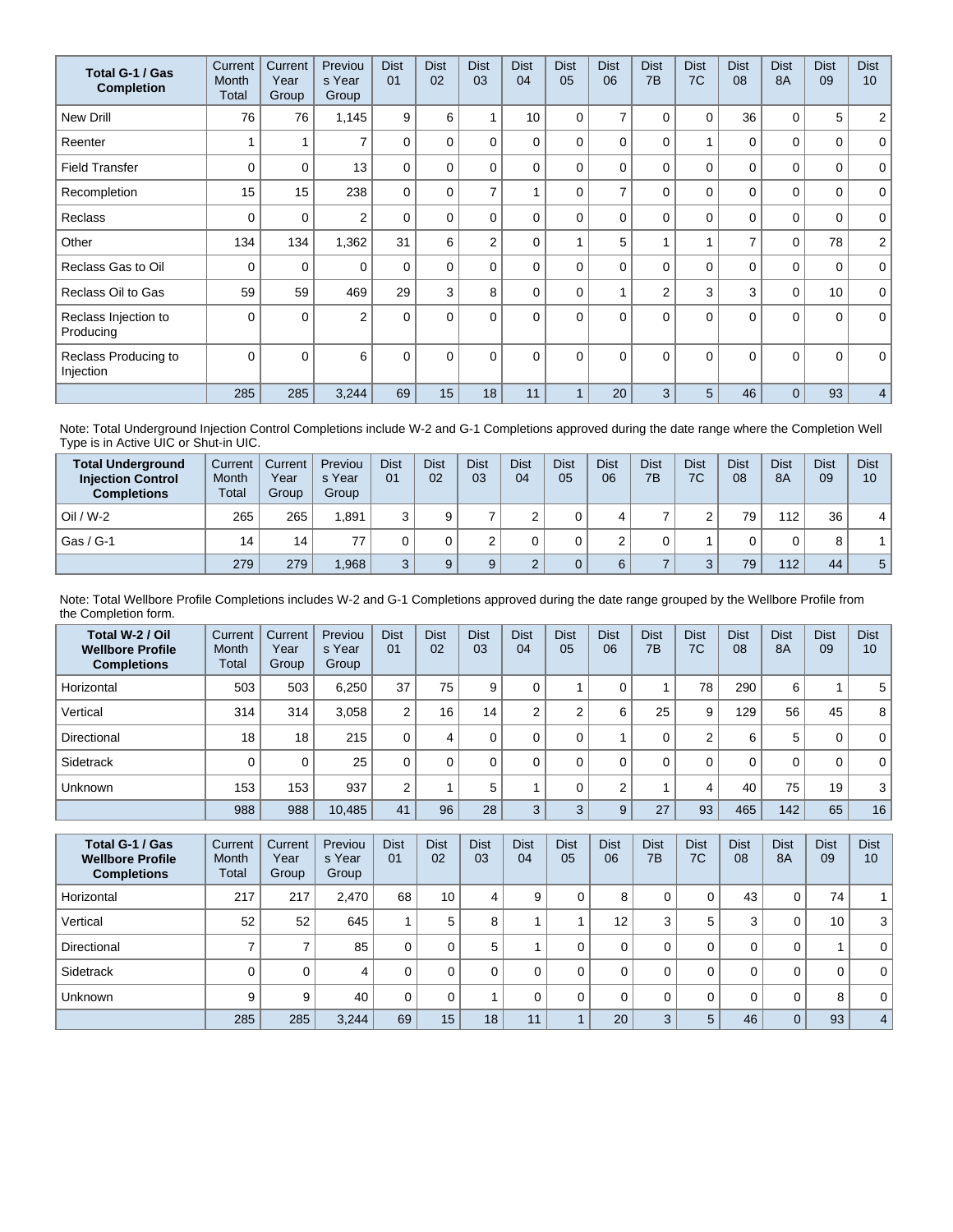| Total G-1 / Gas Completion | Current Month Total | Current Year Group | Previous Year Group | Dist 01 | Dist 02 | Dist 03 | Dist 04 | Dist 05 | Dist 06 | Dist 7B | Dist 7C | Dist 08 | Dist 8A | Dist 09 | Dist 10 |
|---|---|---|---|---|---|---|---|---|---|---|---|---|---|---|---|
| New Drill | 76 | 76 | 1,145 | 9 | 6 | 1 | 10 | 0 | 7 | 0 | 0 | 36 | 0 | 5 | 2 |
| Reenter | 1 | 1 | 7 | 0 | 0 | 0 | 0 | 0 | 0 | 0 | 1 | 0 | 0 | 0 | 0 |
| Field Transfer | 0 | 0 | 13 | 0 | 0 | 0 | 0 | 0 | 0 | 0 | 0 | 0 | 0 | 0 | 0 |
| Recompletion | 15 | 15 | 238 | 0 | 0 | 7 | 1 | 0 | 7 | 0 | 0 | 0 | 0 | 0 | 0 |
| Reclass | 0 | 0 | 2 | 0 | 0 | 0 | 0 | 0 | 0 | 0 | 0 | 0 | 0 | 0 | 0 |
| Other | 134 | 134 | 1,362 | 31 | 6 | 2 | 0 | 1 | 5 | 1 | 1 | 7 | 0 | 78 | 2 |
| Reclass Gas to Oil | 0 | 0 | 0 | 0 | 0 | 0 | 0 | 0 | 0 | 0 | 0 | 0 | 0 | 0 | 0 |
| Reclass Oil to Gas | 59 | 59 | 469 | 29 | 3 | 8 | 0 | 0 | 1 | 2 | 3 | 3 | 0 | 10 | 0 |
| Reclass Injection to Producing | 0 | 0 | 2 | 0 | 0 | 0 | 0 | 0 | 0 | 0 | 0 | 0 | 0 | 0 | 0 |
| Reclass Producing to Injection | 0 | 0 | 6 | 0 | 0 | 0 | 0 | 0 | 0 | 0 | 0 | 0 | 0 | 0 | 0 |
| | 285 | 285 | 3,244 | 69 | 15 | 18 | 11 | 1 | 20 | 3 | 5 | 46 | 0 | 93 | 4 |

Note: Total Underground Injection Control Completions include W-2 and G-1 Completions approved during the date range where the Completion Well Type is in Active UIC or Shut-in UIC.

| Total Underground Injection Control Completions | Current Month Total | Current Year Group | Previous Year Group | Dist 01 | Dist 02 | Dist 03 | Dist 04 | Dist 05 | Dist 06 | Dist 7B | Dist 7C | Dist 08 | Dist 8A | Dist 09 | Dist 10 |
|---|---|---|---|---|---|---|---|---|---|---|---|---|---|---|---|
| Oil / W-2 | 265 | 265 | 1,891 | 3 | 9 | 7 | 2 | 0 | 4 | 7 | 2 | 79 | 112 | 36 | 4 |
| Gas / G-1 | 14 | 14 | 77 | 0 | 0 | 2 | 0 | 0 | 2 | 0 | 1 | 0 | 0 | 8 | 1 |
| | 279 | 279 | 1,968 | 3 | 9 | 9 | 2 | 0 | 6 | 7 | 3 | 79 | 112 | 44 | 5 |

Note: Total Wellbore Profile Completions includes W-2 and G-1 Completions approved during the date range grouped by the Wellbore Profile from the Completion form.

| Total W-2 / Oil Wellbore Profile Completions | Current Month Total | Current Year Group | Previous Year Group | Dist 01 | Dist 02 | Dist 03 | Dist 04 | Dist 05 | Dist 06 | Dist 7B | Dist 7C | Dist 08 | Dist 8A | Dist 09 | Dist 10 |
|---|---|---|---|---|---|---|---|---|---|---|---|---|---|---|---|
| Horizontal | 503 | 503 | 6,250 | 37 | 75 | 9 | 0 | 1 | 0 | 1 | 78 | 290 | 6 | 1 | 5 |
| Vertical | 314 | 314 | 3,058 | 2 | 16 | 14 | 2 | 2 | 6 | 25 | 9 | 129 | 56 | 45 | 8 |
| Directional | 18 | 18 | 215 | 0 | 4 | 0 | 0 | 0 | 1 | 0 | 2 | 6 | 5 | 0 | 0 |
| Sidetrack | 0 | 0 | 25 | 0 | 0 | 0 | 0 | 0 | 0 | 0 | 0 | 0 | 0 | 0 | 0 |
| Unknown | 153 | 153 | 937 | 2 | 1 | 5 | 1 | 0 | 2 | 1 | 4 | 40 | 75 | 19 | 3 |
| | 988 | 988 | 10,485 | 41 | 96 | 28 | 3 | 3 | 9 | 27 | 93 | 465 | 142 | 65 | 16 |

| Total G-1 / Gas Wellbore Profile Completions | Current Month Total | Current Year Group | Previous Year Group | Dist 01 | Dist 02 | Dist 03 | Dist 04 | Dist 05 | Dist 06 | Dist 7B | Dist 7C | Dist 08 | Dist 8A | Dist 09 | Dist 10 |
|---|---|---|---|---|---|---|---|---|---|---|---|---|---|---|---|
| Horizontal | 217 | 217 | 2,470 | 68 | 10 | 4 | 9 | 0 | 8 | 0 | 0 | 43 | 0 | 74 | 1 |
| Vertical | 52 | 52 | 645 | 1 | 5 | 8 | 1 | 1 | 12 | 3 | 5 | 3 | 0 | 10 | 3 |
| Directional | 7 | 7 | 85 | 0 | 0 | 5 | 1 | 0 | 0 | 0 | 0 | 0 | 0 | 1 | 0 |
| Sidetrack | 0 | 0 | 4 | 0 | 0 | 0 | 0 | 0 | 0 | 0 | 0 | 0 | 0 | 0 | 0 |
| Unknown | 9 | 9 | 40 | 0 | 0 | 1 | 0 | 0 | 0 | 0 | 0 | 0 | 0 | 8 | 0 |
| | 285 | 285 | 3,244 | 69 | 15 | 18 | 11 | 1 | 20 | 3 | 5 | 46 | 0 | 93 | 4 |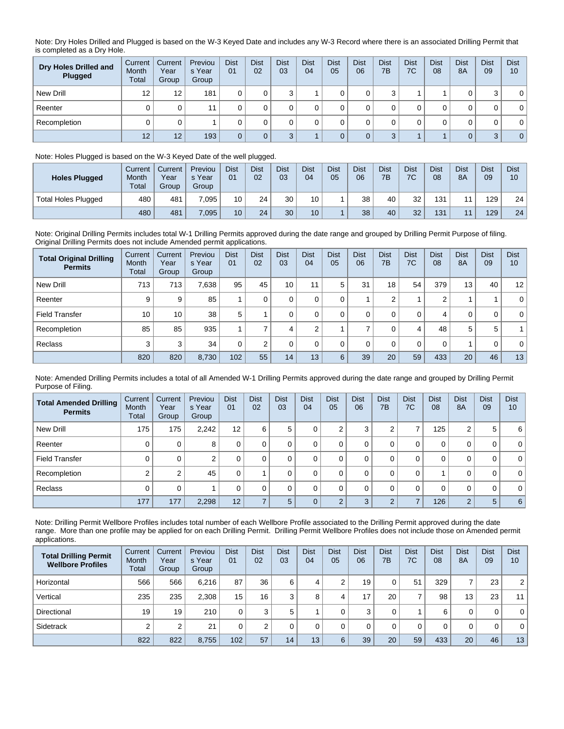Note: Dry Holes Drilled and Plugged is based on the W-3 Keyed Date and includes any W-3 Record where there is an associated Drilling Permit that is completed as a Dry Hole.

| Dry Holes Drilled and Plugged | Current Month Total | Current Year Group | Previous Year Group | Dist 01 | Dist 02 | Dist 03 | Dist 04 | Dist 05 | Dist 06 | Dist 7B | Dist 7C | Dist 08 | Dist 8A | Dist 09 | Dist 10 |
|---|---|---|---|---|---|---|---|---|---|---|---|---|---|---|---|
| New Drill | 12 | 12 | 181 | 0 | 0 | 3 | 1 | 0 | 0 | 3 | 1 | 1 | 0 | 3 | 0 |
| Reenter | 0 | 0 | 11 | 0 | 0 | 0 | 0 | 0 | 0 | 0 | 0 | 0 | 0 | 0 | 0 |
| Recompletion | 0 | 0 | 1 | 0 | 0 | 0 | 0 | 0 | 0 | 0 | 0 | 0 | 0 | 0 | 0 |
| | 12 | 12 | 193 | 0 | 0 | 3 | 1 | 0 | 0 | 3 | 1 | 1 | 0 | 3 | 0 |

Note: Holes Plugged is based on the W-3 Keyed Date of the well plugged.

| Holes Plugged | Current Month Total | Current Year Group | Previous Year Group | Dist 01 | Dist 02 | Dist 03 | Dist 04 | Dist 05 | Dist 06 | Dist 7B | Dist 7C | Dist 08 | Dist 8A | Dist 09 | Dist 10 |
|---|---|---|---|---|---|---|---|---|---|---|---|---|---|---|---|
| Total Holes Plugged | 480 | 481 | 7,095 | 10 | 24 | 30 | 10 | 1 | 38 | 40 | 32 | 131 | 11 | 129 | 24 |
| | 480 | 481 | 7,095 | 10 | 24 | 30 | 10 | 1 | 38 | 40 | 32 | 131 | 11 | 129 | 24 |

Note: Original Drilling Permits includes total W-1 Drilling Permits approved during the date range and grouped by Drilling Permit Purpose of filing. Original Drilling Permits does not include Amended permit applications.

| Total Original Drilling Permits | Current Month Total | Current Year Group | Previous Year Group | Dist 01 | Dist 02 | Dist 03 | Dist 04 | Dist 05 | Dist 06 | Dist 7B | Dist 7C | Dist 08 | Dist 8A | Dist 09 | Dist 10 |
|---|---|---|---|---|---|---|---|---|---|---|---|---|---|---|---|
| New Drill | 713 | 713 | 7,638 | 95 | 45 | 10 | 11 | 5 | 31 | 18 | 54 | 379 | 13 | 40 | 12 |
| Reenter | 9 | 9 | 85 | 1 | 0 | 0 | 0 | 0 | 1 | 2 | 1 | 2 | 1 | 1 | 0 |
| Field Transfer | 10 | 10 | 38 | 5 | 1 | 0 | 0 | 0 | 0 | 0 | 0 | 4 | 0 | 0 | 0 |
| Recompletion | 85 | 85 | 935 | 1 | 7 | 4 | 2 | 1 | 7 | 0 | 4 | 48 | 5 | 5 | 1 |
| Reclass | 3 | 3 | 34 | 0 | 2 | 0 | 0 | 0 | 0 | 0 | 0 | 0 | 1 | 0 | 0 |
| | 820 | 820 | 8,730 | 102 | 55 | 14 | 13 | 6 | 39 | 20 | 59 | 433 | 20 | 46 | 13 |

Note: Amended Drilling Permits includes a total of all Amended W-1 Drilling Permits approved during the date range and grouped by Drilling Permit Purpose of Filing.

| Total Amended Drilling Permits | Current Month Total | Current Year Group | Previous Year Group | Dist 01 | Dist 02 | Dist 03 | Dist 04 | Dist 05 | Dist 06 | Dist 7B | Dist 7C | Dist 08 | Dist 8A | Dist 09 | Dist 10 |
|---|---|---|---|---|---|---|---|---|---|---|---|---|---|---|---|
| New Drill | 175 | 175 | 2,242 | 12 | 6 | 5 | 0 | 2 | 3 | 2 | 7 | 125 | 2 | 5 | 6 |
| Reenter | 0 | 0 | 8 | 0 | 0 | 0 | 0 | 0 | 0 | 0 | 0 | 0 | 0 | 0 | 0 |
| Field Transfer | 0 | 0 | 2 | 0 | 0 | 0 | 0 | 0 | 0 | 0 | 0 | 0 | 0 | 0 | 0 |
| Recompletion | 2 | 2 | 45 | 0 | 1 | 0 | 0 | 0 | 0 | 0 | 0 | 1 | 0 | 0 | 0 |
| Reclass | 0 | 0 | 1 | 0 | 0 | 0 | 0 | 0 | 0 | 0 | 0 | 0 | 0 | 0 | 0 |
| | 177 | 177 | 2,298 | 12 | 7 | 5 | 0 | 2 | 3 | 2 | 7 | 126 | 2 | 5 | 6 |

Note: Drilling Permit Wellbore Profiles includes total number of each Wellbore Profile associated to the Drilling Permit approved during the date range. More than one profile may be applied for on each Drilling Permit. Drilling Permit Wellbore Profiles does not include those on Amended permit applications.

| Total Drilling Permit Wellbore Profiles | Current Month Total | Current Year Group | Previous Year Group | Dist 01 | Dist 02 | Dist 03 | Dist 04 | Dist 05 | Dist 06 | Dist 7B | Dist 7C | Dist 08 | Dist 8A | Dist 09 | Dist 10 |
|---|---|---|---|---|---|---|---|---|---|---|---|---|---|---|---|
| Horizontal | 566 | 566 | 6,216 | 87 | 36 | 6 | 4 | 2 | 19 | 0 | 51 | 329 | 7 | 23 | 2 |
| Vertical | 235 | 235 | 2,308 | 15 | 16 | 3 | 8 | 4 | 17 | 20 | 7 | 98 | 13 | 23 | 11 |
| Directional | 19 | 19 | 210 | 0 | 3 | 5 | 1 | 0 | 3 | 0 | 1 | 6 | 0 | 0 | 0 |
| Sidetrack | 2 | 2 | 21 | 0 | 2 | 0 | 0 | 0 | 0 | 0 | 0 | 0 | 0 | 0 | 0 |
| | 822 | 822 | 8,755 | 102 | 57 | 14 | 13 | 6 | 39 | 20 | 59 | 433 | 20 | 46 | 13 |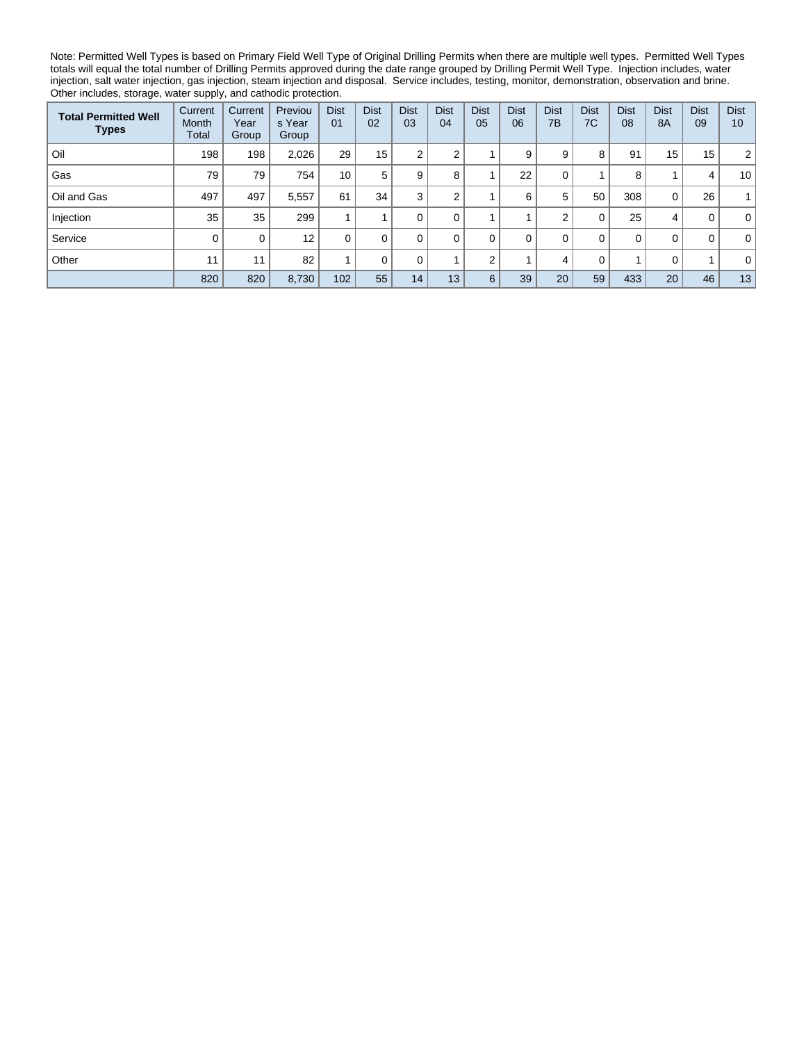Note: Permitted Well Types is based on Primary Field Well Type of Original Drilling Permits when there are multiple well types. Permitted Well Types totals will equal the total number of Drilling Permits approved during the date range grouped by Drilling Permit Well Type. Injection includes, water injection, salt water injection, gas injection, steam injection and disposal. Service includes, testing, monitor, demonstration, observation and brine. Other includes, storage, water supply, and cathodic protection.

| **Total Permitted Well Types** | Current Month Total | Current Year Group | Previous Year Group | Dist 01 | Dist 02 | Dist 03 | Dist 04 | Dist 05 | Dist 06 | Dist 7B | Dist 7C | Dist 08 | Dist 8A | Dist 09 | Dist 10 |
|---|---|---|---|---|---|---|---|---|---|---|---|---|---|---|---|
| Oil | 198 | 198 | 2,026 | 29 | 15 | 2 | 2 | 1 | 9 | 9 | 8 | 91 | 15 | 15 | 2 |
| Gas | 79 | 79 | 754 | 10 | 5 | 9 | 8 | 1 | 22 | 0 | 1 | 8 | 1 | 4 | 10 |
| Oil and Gas | 497 | 497 | 5,557 | 61 | 34 | 3 | 2 | 1 | 6 | 5 | 50 | 308 | 0 | 26 | 1 |
| Injection | 35 | 35 | 299 | 1 | 1 | 0 | 0 | 1 | 1 | 2 | 0 | 25 | 4 | 0 | 0 |
| Service | 0 | 0 | 12 | 0 | 0 | 0 | 0 | 0 | 0 | 0 | 0 | 0 | 0 | 0 | 0 |
| Other | 11 | 11 | 82 | 1 | 0 | 0 | 1 | 2 | 1 | 4 | 0 | 1 | 0 | 1 | 0 |
| | 820 | 820 | 8,730 | 102 | 55 | 14 | 13 | 6 | 39 | 20 | 59 | 433 | 20 | 46 | 13 |